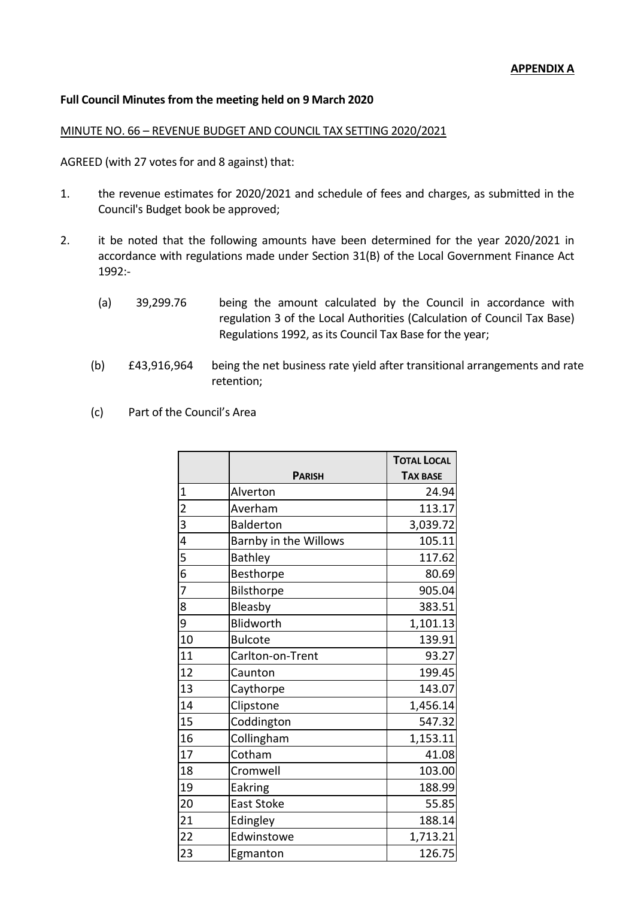**APPENDIX A**

**Full Council Minutes from the meeting held on 9 March 2020**

MINUTE NO. 66 – REVENUE BUDGET AND COUNCIL TAX SETTING 2020/2021

AGREED (with 27 votes for and 8 against) that:

1. the revenue estimates for 2020/2021 and schedule of fees and charges, as submitted in the Council's Budget book be approved;

2. it be noted that the following amounts have been determined for the year 2020/2021 in accordance with regulations made under Section 31(B) of the Local Government Finance Act 1992:-

   (a) 39,299.76 being the amount calculated by the Council in accordance with regulation 3 of the Local Authorities (Calculation of Council Tax Base) Regulations 1992, as its Council Tax Base for the year;

   (b) £43,916,964 being the net business rate yield after transitional arrangements and rate retention;

   (c) Part of the Council's Area

| | PARISH | TOTAL LOCAL TAX BASE |
|---|---|---|
| 1 | Alverton | 24.94 |
| 2 | Averham | 113.17 |
| 3 | Balderton | 3,039.72 |
| 4 | Barnby in the Willows | 105.11 |
| 5 | Bathley | 117.62 |
| 6 | Besthorpe | 80.69 |
| 7 | Bilsthorpe | 905.04 |
| 8 | Bleasby | 383.51 |
| 9 | Blidworth | 1,101.13 |
| 10 | Bulcote | 139.91 |
| 11 | Carlton-on-Trent | 93.27 |
| 12 | Caunton | 199.45 |
| 13 | Caythorpe | 143.07 |
| 14 | Clipstone | 1,456.14 |
| 15 | Coddington | 547.32 |
| 16 | Collingham | 1,153.11 |
| 17 | Cotham | 41.08 |
| 18 | Cromwell | 103.00 |
| 19 | Eakring | 188.99 |
| 20 | East Stoke | 55.85 |
| 21 | Edingley | 188.14 |
| 22 | Edwinstowe | 1,713.21 |
| 23 | Egmanton | 126.75 |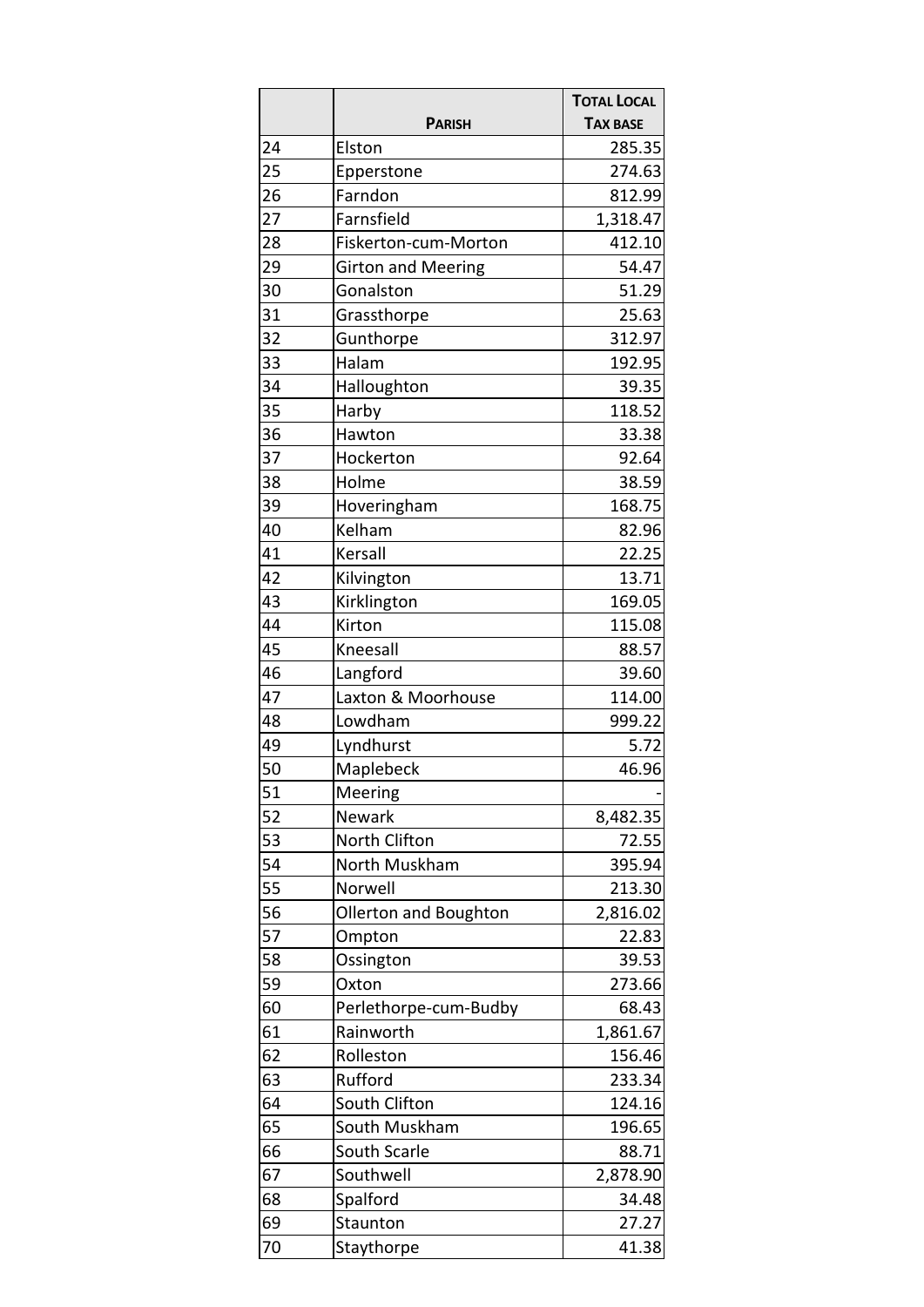|  | **PARISH** | **TOTAL LOCAL TAX BASE** |
|---|---|---|
| 24 | Elston | 285.35 |
| 25 | Epperstone | 274.63 |
| 26 | Farndon | 812.99 |
| 27 | Farnsfield | 1,318.47 |
| 28 | Fiskerton-cum-Morton | 412.10 |
| 29 | Girton and Meering | 54.47 |
| 30 | Gonalston | 51.29 |
| 31 | Grassthorpe | 25.63 |
| 32 | Gunthorpe | 312.97 |
| 33 | Halam | 192.95 |
| 34 | Halloughton | 39.35 |
| 35 | Harby | 118.52 |
| 36 | Hawton | 33.38 |
| 37 | Hockerton | 92.64 |
| 38 | Holme | 38.59 |
| 39 | Hoveringham | 168.75 |
| 40 | Kelham | 82.96 |
| 41 | Kersall | 22.25 |
| 42 | Kilvington | 13.71 |
| 43 | Kirklington | 169.05 |
| 44 | Kirton | 115.08 |
| 45 | Kneesall | 88.57 |
| 46 | Langford | 39.60 |
| 47 | Laxton & Moorhouse | 114.00 |
| 48 | Lowdham | 999.22 |
| 49 | Lyndhurst | 5.72 |
| 50 | Maplebeck | 46.96 |
| 51 | Meering | - |
| 52 | Newark | 8,482.35 |
| 53 | North Clifton | 72.55 |
| 54 | North Muskham | 395.94 |
| 55 | Norwell | 213.30 |
| 56 | Ollerton and Boughton | 2,816.02 |
| 57 | Ompton | 22.83 |
| 58 | Ossington | 39.53 |
| 59 | Oxton | 273.66 |
| 60 | Perlethorpe-cum-Budby | 68.43 |
| 61 | Rainworth | 1,861.67 |
| 62 | Rolleston | 156.46 |
| 63 | Rufford | 233.34 |
| 64 | South Clifton | 124.16 |
| 65 | South Muskham | 196.65 |
| 66 | South Scarle | 88.71 |
| 67 | Southwell | 2,878.90 |
| 68 | Spalford | 34.48 |
| 69 | Staunton | 27.27 |
| 70 | Staythorpe | 41.38 |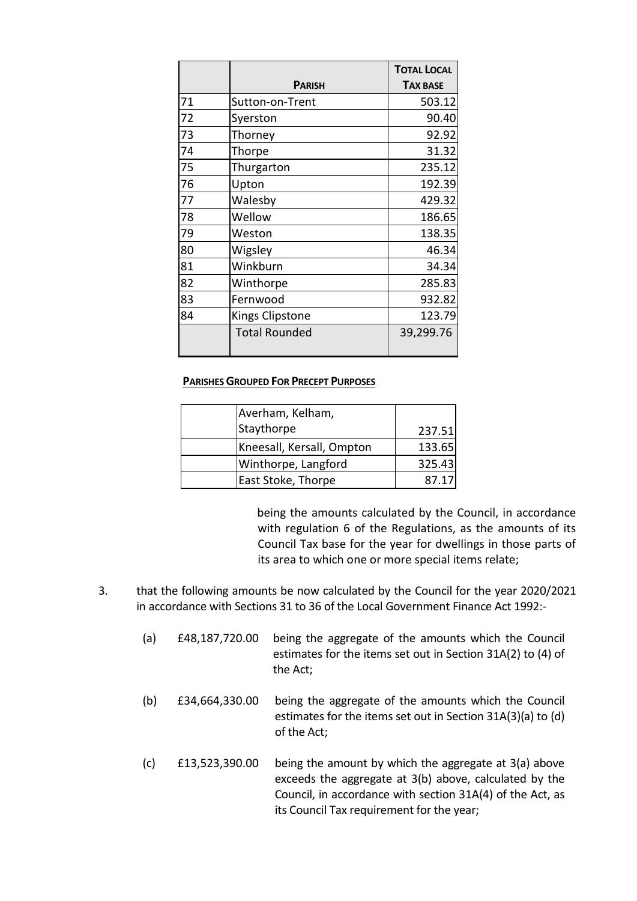| | **Parish** | **Total Local Tax Base** |
|---|---|---|
| 71 | Sutton-on-Trent | 503.12 |
| 72 | Syerston | 90.40 |
| 73 | Thorney | 92.92 |
| 74 | Thorpe | 31.32 |
| 75 | Thurgarton | 235.12 |
| 76 | Upton | 192.39 |
| 77 | Walesby | 429.32 |
| 78 | Wellow | 186.65 |
| 79 | Weston | 138.35 |
| 80 | Wigsley | 46.34 |
| 81 | Winkburn | 34.34 |
| 82 | Winthorpe | 285.83 |
| 83 | Fernwood | 932.82 |
| 84 | Kings Clipstone | 123.79 |
| | Total Rounded | 39,299.76 |

**Parishes Grouped For Precept Purposes**

| | | |
|---|---|---|
| | Averham, Kelham, Staythorpe | 237.51 |
| | Kneesall, Kersall, Ompton | 133.65 |
| | Winthorpe, Langford | 325.43 |
| | East Stoke, Thorpe | 87.17 |

being the amounts calculated by the Council, in accordance with regulation 6 of the Regulations, as the amounts of its Council Tax base for the year for dwellings in those parts of its area to which one or more special items relate;

3. that the following amounts be now calculated by the Council for the year 2020/2021 in accordance with Sections 31 to 36 of the Local Government Finance Act 1992:-

   (a) £48,187,720.00 being the aggregate of the amounts which the Council estimates for the items set out in Section 31A(2) to (4) of the Act;

   (b) £34,664,330.00 being the aggregate of the amounts which the Council estimates for the items set out in Section 31A(3)(a) to (d) of the Act;

   (c) £13,523,390.00 being the amount by which the aggregate at 3(a) above exceeds the aggregate at 3(b) above, calculated by the Council, in accordance with section 31A(4) of the Act, as its Council Tax requirement for the year;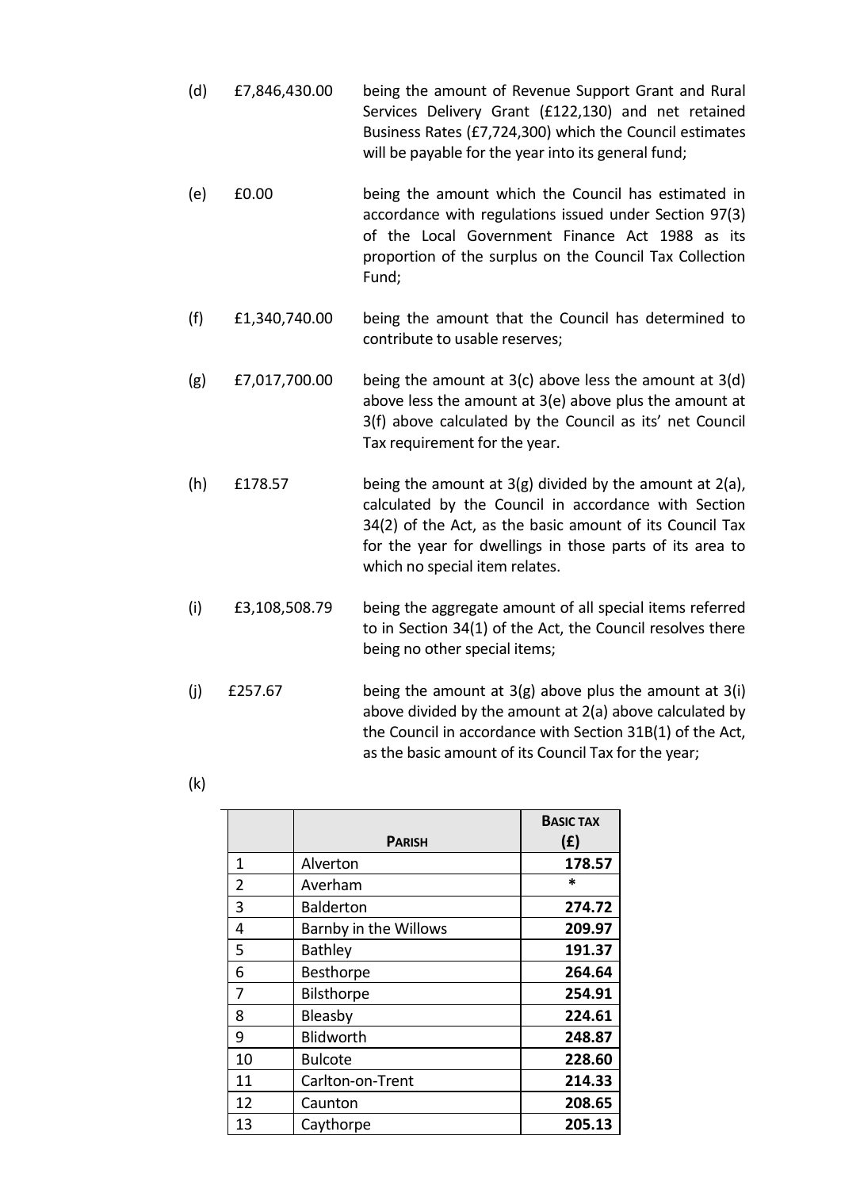(d) £7,846,430.00 being the amount of Revenue Support Grant and Rural Services Delivery Grant (£122,130) and net retained Business Rates (£7,724,300) which the Council estimates will be payable for the year into its general fund;

(e) £0.00 being the amount which the Council has estimated in accordance with regulations issued under Section 97(3) of the Local Government Finance Act 1988 as its proportion of the surplus on the Council Tax Collection Fund;

(f) £1,340,740.00 being the amount that the Council has determined to contribute to usable reserves;

(g) £7,017,700.00 being the amount at 3(c) above less the amount at 3(d) above less the amount at 3(e) above plus the amount at 3(f) above calculated by the Council as its' net Council Tax requirement for the year.

(h) £178.57 being the amount at 3(g) divided by the amount at 2(a), calculated by the Council in accordance with Section 34(2) of the Act, as the basic amount of its Council Tax for the year for dwellings in those parts of its area to which no special item relates.

(i) £3,108,508.79 being the aggregate amount of all special items referred to in Section 34(1) of the Act, the Council resolves there being no other special items;

(j) £257.67 being the amount at 3(g) above plus the amount at 3(i) above divided by the amount at 2(a) above calculated by the Council in accordance with Section 31B(1) of the Act, as the basic amount of its Council Tax for the year;

(k)

| | **PARISH** | **BASIC TAX (£)** |
|---|---|---|
| 1 | Alverton | **178.57** |
| 2 | Averham | * |
| 3 | Balderton | **274.72** |
| 4 | Barnby in the Willows | **209.97** |
| 5 | Bathley | **191.37** |
| 6 | Besthorpe | **264.64** |
| 7 | Bilsthorpe | **254.91** |
| 8 | Bleasby | **224.61** |
| 9 | Blidworth | **248.87** |
| 10 | Bulcote | **228.60** |
| 11 | Carlton-on-Trent | **214.33** |
| 12 | Caunton | **208.65** |
| 13 | Caythorpe | **205.13** |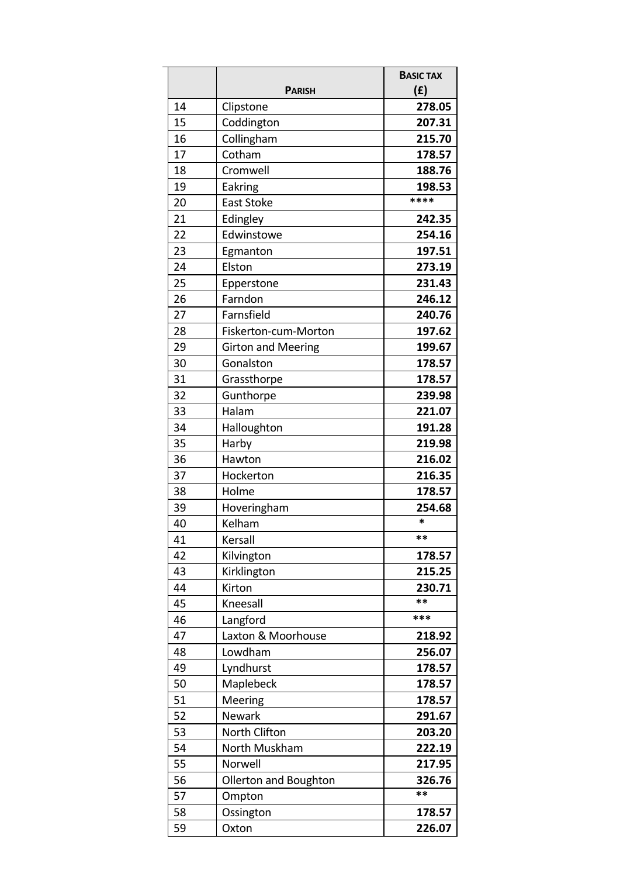| | Parish | Basic Tax (£) |
|---|---|---|
| 14 | Clipstone | **278.05** |
| 15 | Coddington | **207.31** |
| 16 | Collingham | **215.70** |
| 17 | Cotham | **178.57** |
| 18 | Cromwell | **188.76** |
| 19 | Eakring | **198.53** |
| 20 | East Stoke | **** |
| 21 | Edingley | **242.35** |
| 22 | Edwinstowe | **254.16** |
| 23 | Egmanton | **197.51** |
| 24 | Elston | **273.19** |
| 25 | Epperstone | **231.43** |
| 26 | Farndon | **246.12** |
| 27 | Farnsfield | **240.76** |
| 28 | Fiskerton-cum-Morton | **197.62** |
| 29 | Girton and Meering | **199.67** |
| 30 | Gonalston | **178.57** |
| 31 | Grassthorpe | **178.57** |
| 32 | Gunthorpe | **239.98** |
| 33 | Halam | **221.07** |
| 34 | Halloughton | **191.28** |
| 35 | Harby | **219.98** |
| 36 | Hawton | **216.02** |
| 37 | Hockerton | **216.35** |
| 38 | Holme | **178.57** |
| 39 | Hoveringham | **254.68** |
| 40 | Kelham | * |
| 41 | Kersall | ** |
| 42 | Kilvington | **178.57** |
| 43 | Kirklington | **215.25** |
| 44 | Kirton | **230.71** |
| 45 | Kneesall | ** |
| 46 | Langford | *** |
| 47 | Laxton & Moorhouse | **218.92** |
| 48 | Lowdham | **256.07** |
| 49 | Lyndhurst | **178.57** |
| 50 | Maplebeck | **178.57** |
| 51 | Meering | **178.57** |
| 52 | Newark | **291.67** |
| 53 | North Clifton | **203.20** |
| 54 | North Muskham | **222.19** |
| 55 | Norwell | **217.95** |
| 56 | Ollerton and Boughton | **326.76** |
| 57 | Ompton | ** |
| 58 | Ossington | **178.57** |
| 59 | Oxton | **226.07** |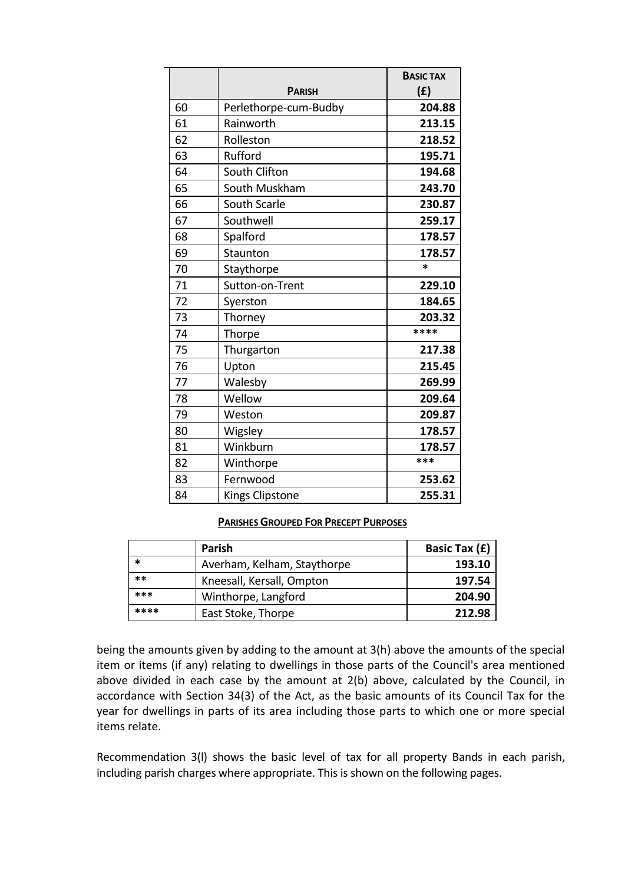| | **Parish** | **Basic Tax (£)** |
|---|---|---|
| 60 | Perlethorpe-cum-Budby | **204.88** |
| 61 | Rainworth | **213.15** |
| 62 | Rolleston | **218.52** |
| 63 | Rufford | **195.71** |
| 64 | South Clifton | **194.68** |
| 65 | South Muskham | **243.70** |
| 66 | South Scarle | **230.87** |
| 67 | Southwell | **259.17** |
| 68 | Spalford | **178.57** |
| 69 | Staunton | **178.57** |
| 70 | Staythorpe | * |
| 71 | Sutton-on-Trent | **229.10** |
| 72 | Syerston | **184.65** |
| 73 | Thorney | **203.32** |
| 74 | Thorpe | **** |
| 75 | Thurgarton | **217.38** |
| 76 | Upton | **215.45** |
| 77 | Walesby | **269.99** |
| 78 | Wellow | **209.64** |
| 79 | Weston | **209.87** |
| 80 | Wigsley | **178.57** |
| 81 | Winkburn | **178.57** |
| 82 | Winthorpe | *** |
| 83 | Fernwood | **253.62** |
| 84 | Kings Clipstone | **255.31** |

**Parishes Grouped For Precept Purposes**

| | **Parish** | **Basic Tax (£)** |
|---|---|---|
| * | Averham, Kelham, Staythorpe | **193.10** |
| ** | Kneesall, Kersall, Ompton | **197.54** |
| *** | Winthorpe, Langford | **204.90** |
| **** | East Stoke, Thorpe | **212.98** |

being the amounts given by adding to the amount at 3(h) above the amounts of the special item or items (if any) relating to dwellings in those parts of the Council's area mentioned above divided in each case by the amount at 2(b) above, calculated by the Council, in accordance with Section 34(3) of the Act, as the basic amounts of its Council Tax for the year for dwellings in parts of its area including those parts to which one or more special items relate.

Recommendation 3(l) shows the basic level of tax for all property Bands in each parish, including parish charges where appropriate. This is shown on the following pages.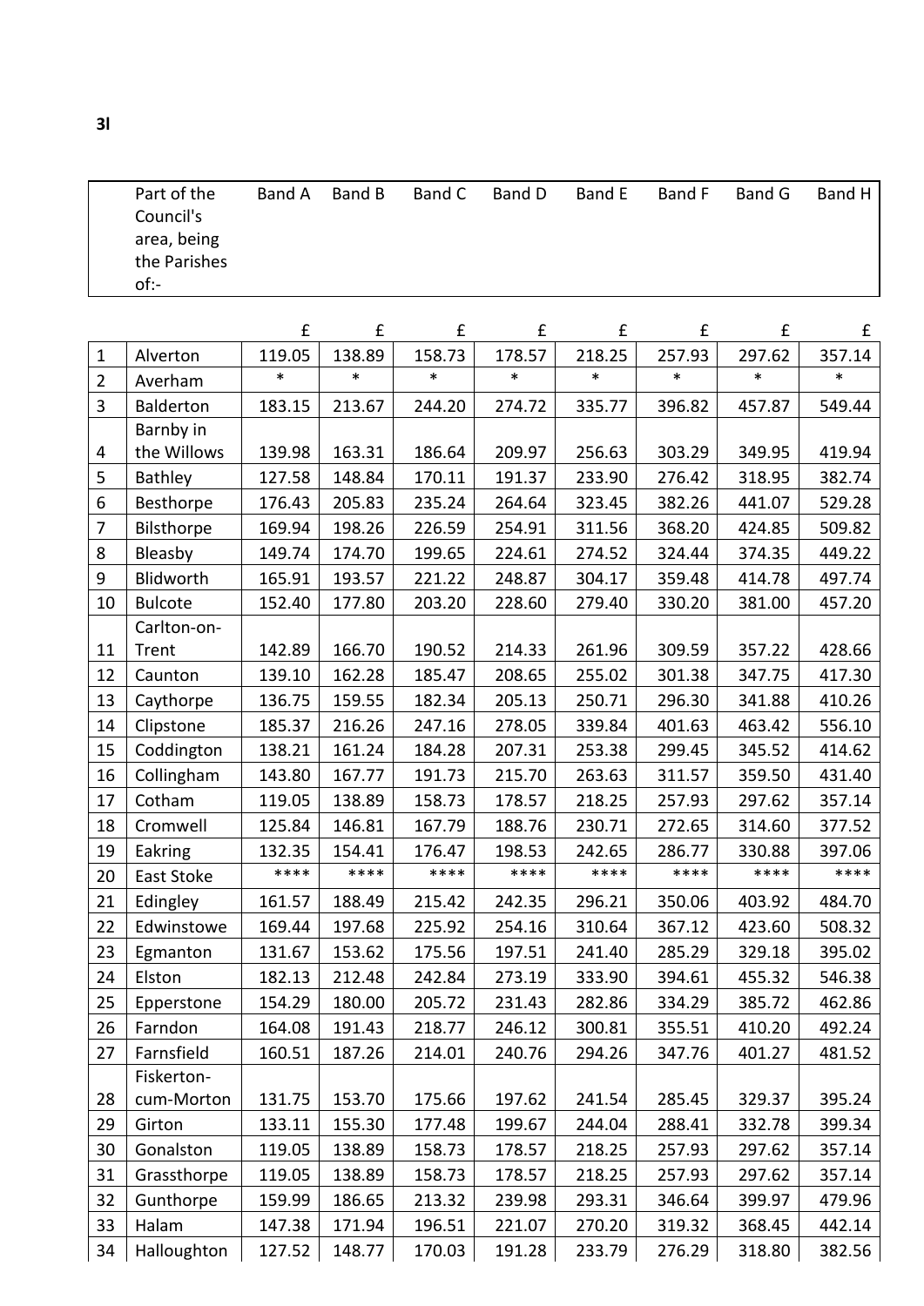**3l**

| | Part of the Council's area, being the Parishes of:- | Band A | Band B | Band C | Band D | Band E | Band F | Band G | Band H |
|---|---|---|---|---|---|---|---|---|---|
| | | £ | £ | £ | £ | £ | £ | £ | £ |
| 1 | Alverton | 119.05 | 138.89 | 158.73 | 178.57 | 218.25 | 257.93 | 297.62 | 357.14 |
| 2 | Averham | * | * | * | * | * | * | * | * |
| 3 | Balderton | 183.15 | 213.67 | 244.20 | 274.72 | 335.77 | 396.82 | 457.87 | 549.44 |
| 4 | Barnby in the Willows | 139.98 | 163.31 | 186.64 | 209.97 | 256.63 | 303.29 | 349.95 | 419.94 |
| 5 | Bathley | 127.58 | 148.84 | 170.11 | 191.37 | 233.90 | 276.42 | 318.95 | 382.74 |
| 6 | Besthorpe | 176.43 | 205.83 | 235.24 | 264.64 | 323.45 | 382.26 | 441.07 | 529.28 |
| 7 | Bilsthorpe | 169.94 | 198.26 | 226.59 | 254.91 | 311.56 | 368.20 | 424.85 | 509.82 |
| 8 | Bleasby | 149.74 | 174.70 | 199.65 | 224.61 | 274.52 | 324.44 | 374.35 | 449.22 |
| 9 | Blidworth | 165.91 | 193.57 | 221.22 | 248.87 | 304.17 | 359.48 | 414.78 | 497.74 |
| 10 | Bulcote | 152.40 | 177.80 | 203.20 | 228.60 | 279.40 | 330.20 | 381.00 | 457.20 |
| 11 | Carlton-on-Trent | 142.89 | 166.70 | 190.52 | 214.33 | 261.96 | 309.59 | 357.22 | 428.66 |
| 12 | Caunton | 139.10 | 162.28 | 185.47 | 208.65 | 255.02 | 301.38 | 347.75 | 417.30 |
| 13 | Caythorpe | 136.75 | 159.55 | 182.34 | 205.13 | 250.71 | 296.30 | 341.88 | 410.26 |
| 14 | Clipstone | 185.37 | 216.26 | 247.16 | 278.05 | 339.84 | 401.63 | 463.42 | 556.10 |
| 15 | Coddington | 138.21 | 161.24 | 184.28 | 207.31 | 253.38 | 299.45 | 345.52 | 414.62 |
| 16 | Collingham | 143.80 | 167.77 | 191.73 | 215.70 | 263.63 | 311.57 | 359.50 | 431.40 |
| 17 | Cotham | 119.05 | 138.89 | 158.73 | 178.57 | 218.25 | 257.93 | 297.62 | 357.14 |
| 18 | Cromwell | 125.84 | 146.81 | 167.79 | 188.76 | 230.71 | 272.65 | 314.60 | 377.52 |
| 19 | Eakring | 132.35 | 154.41 | 176.47 | 198.53 | 242.65 | 286.77 | 330.88 | 397.06 |
| 20 | East Stoke | **** | **** | **** | **** | **** | **** | **** | **** |
| 21 | Edingley | 161.57 | 188.49 | 215.42 | 242.35 | 296.21 | 350.06 | 403.92 | 484.70 |
| 22 | Edwinstowe | 169.44 | 197.68 | 225.92 | 254.16 | 310.64 | 367.12 | 423.60 | 508.32 |
| 23 | Egmanton | 131.67 | 153.62 | 175.56 | 197.51 | 241.40 | 285.29 | 329.18 | 395.02 |
| 24 | Elston | 182.13 | 212.48 | 242.84 | 273.19 | 333.90 | 394.61 | 455.32 | 546.38 |
| 25 | Epperstone | 154.29 | 180.00 | 205.72 | 231.43 | 282.86 | 334.29 | 385.72 | 462.86 |
| 26 | Farndon | 164.08 | 191.43 | 218.77 | 246.12 | 300.81 | 355.51 | 410.20 | 492.24 |
| 27 | Farnsfield | 160.51 | 187.26 | 214.01 | 240.76 | 294.26 | 347.76 | 401.27 | 481.52 |
| 28 | Fiskerton-cum-Morton | 131.75 | 153.70 | 175.66 | 197.62 | 241.54 | 285.45 | 329.37 | 395.24 |
| 29 | Girton | 133.11 | 155.30 | 177.48 | 199.67 | 244.04 | 288.41 | 332.78 | 399.34 |
| 30 | Gonalston | 119.05 | 138.89 | 158.73 | 178.57 | 218.25 | 257.93 | 297.62 | 357.14 |
| 31 | Grassthorpe | 119.05 | 138.89 | 158.73 | 178.57 | 218.25 | 257.93 | 297.62 | 357.14 |
| 32 | Gunthorpe | 159.99 | 186.65 | 213.32 | 239.98 | 293.31 | 346.64 | 399.97 | 479.96 |
| 33 | Halam | 147.38 | 171.94 | 196.51 | 221.07 | 270.20 | 319.32 | 368.45 | 442.14 |
| 34 | Halloughton | 127.52 | 148.77 | 170.03 | 191.28 | 233.79 | 276.29 | 318.80 | 382.56 |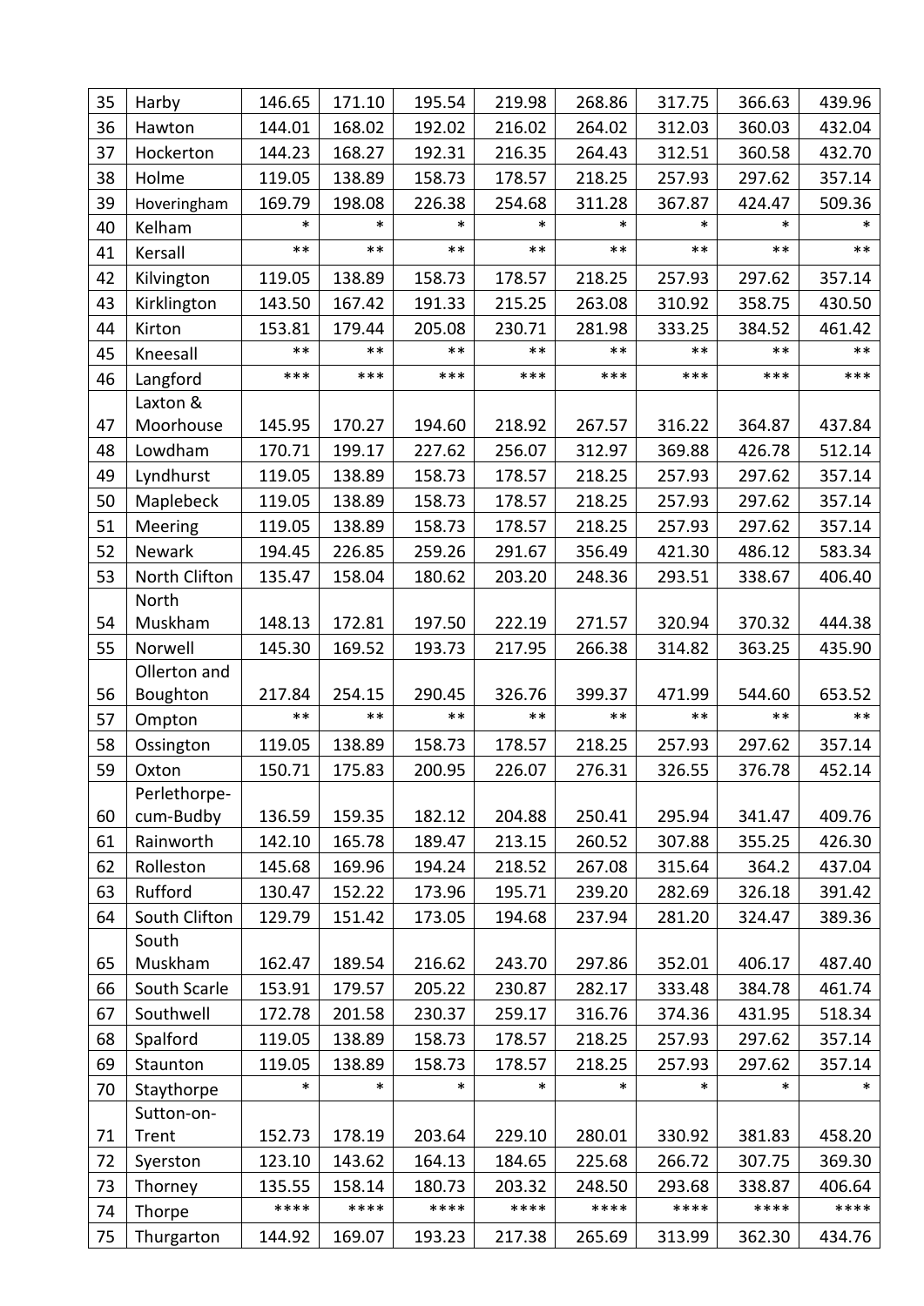| 35 | Harby | 146.65 | 171.10 | 195.54 | 219.98 | 268.86 | 317.75 | 366.63 | 439.96 |
|---|---|---|---|---|---|---|---|---|---|
| 36 | Hawton | 144.01 | 168.02 | 192.02 | 216.02 | 264.02 | 312.03 | 360.03 | 432.04 |
| 37 | Hockerton | 144.23 | 168.27 | 192.31 | 216.35 | 264.43 | 312.51 | 360.58 | 432.70 |
| 38 | Holme | 119.05 | 138.89 | 158.73 | 178.57 | 218.25 | 257.93 | 297.62 | 357.14 |
| 39 | Hoveringham | 169.79 | 198.08 | 226.38 | 254.68 | 311.28 | 367.87 | 424.47 | 509.36 |
| 40 | Kelham | * | * | * | * | * | * | * | * |
| 41 | Kersall | ** | ** | ** | ** | ** | ** | ** | ** |
| 42 | Kilvington | 119.05 | 138.89 | 158.73 | 178.57 | 218.25 | 257.93 | 297.62 | 357.14 |
| 43 | Kirklington | 143.50 | 167.42 | 191.33 | 215.25 | 263.08 | 310.92 | 358.75 | 430.50 |
| 44 | Kirton | 153.81 | 179.44 | 205.08 | 230.71 | 281.98 | 333.25 | 384.52 | 461.42 |
| 45 | Kneesall | ** | ** | ** | ** | ** | ** | ** | ** |
| 46 | Langford | *** | *** | *** | *** | *** | *** | *** | *** |
| 47 | Laxton & Moorhouse | 145.95 | 170.27 | 194.60 | 218.92 | 267.57 | 316.22 | 364.87 | 437.84 |
| 48 | Lowdham | 170.71 | 199.17 | 227.62 | 256.07 | 312.97 | 369.88 | 426.78 | 512.14 |
| 49 | Lyndhurst | 119.05 | 138.89 | 158.73 | 178.57 | 218.25 | 257.93 | 297.62 | 357.14 |
| 50 | Maplebeck | 119.05 | 138.89 | 158.73 | 178.57 | 218.25 | 257.93 | 297.62 | 357.14 |
| 51 | Meering | 119.05 | 138.89 | 158.73 | 178.57 | 218.25 | 257.93 | 297.62 | 357.14 |
| 52 | Newark | 194.45 | 226.85 | 259.26 | 291.67 | 356.49 | 421.30 | 486.12 | 583.34 |
| 53 | North Clifton | 135.47 | 158.04 | 180.62 | 203.20 | 248.36 | 293.51 | 338.67 | 406.40 |
| 54 | North Muskham | 148.13 | 172.81 | 197.50 | 222.19 | 271.57 | 320.94 | 370.32 | 444.38 |
| 55 | Norwell | 145.30 | 169.52 | 193.73 | 217.95 | 266.38 | 314.82 | 363.25 | 435.90 |
| 56 | Ollerton and Boughton | 217.84 | 254.15 | 290.45 | 326.76 | 399.37 | 471.99 | 544.60 | 653.52 |
| 57 | Ompton | ** | ** | ** | ** | ** | ** | ** | ** |
| 58 | Ossington | 119.05 | 138.89 | 158.73 | 178.57 | 218.25 | 257.93 | 297.62 | 357.14 |
| 59 | Oxton | 150.71 | 175.83 | 200.95 | 226.07 | 276.31 | 326.55 | 376.78 | 452.14 |
| 60 | Perlethorpe-cum-Budby | 136.59 | 159.35 | 182.12 | 204.88 | 250.41 | 295.94 | 341.47 | 409.76 |
| 61 | Rainworth | 142.10 | 165.78 | 189.47 | 213.15 | 260.52 | 307.88 | 355.25 | 426.30 |
| 62 | Rolleston | 145.68 | 169.96 | 194.24 | 218.52 | 267.08 | 315.64 | 364.2 | 437.04 |
| 63 | Rufford | 130.47 | 152.22 | 173.96 | 195.71 | 239.20 | 282.69 | 326.18 | 391.42 |
| 64 | South Clifton | 129.79 | 151.42 | 173.05 | 194.68 | 237.94 | 281.20 | 324.47 | 389.36 |
| 65 | South Muskham | 162.47 | 189.54 | 216.62 | 243.70 | 297.86 | 352.01 | 406.17 | 487.40 |
| 66 | South Scarle | 153.91 | 179.57 | 205.22 | 230.87 | 282.17 | 333.48 | 384.78 | 461.74 |
| 67 | Southwell | 172.78 | 201.58 | 230.37 | 259.17 | 316.76 | 374.36 | 431.95 | 518.34 |
| 68 | Spalford | 119.05 | 138.89 | 158.73 | 178.57 | 218.25 | 257.93 | 297.62 | 357.14 |
| 69 | Staunton | 119.05 | 138.89 | 158.73 | 178.57 | 218.25 | 257.93 | 297.62 | 357.14 |
| 70 | Staythorpe | * | * | * | * | * | * | * | * |
| 71 | Sutton-on-Trent | 152.73 | 178.19 | 203.64 | 229.10 | 280.01 | 330.92 | 381.83 | 458.20 |
| 72 | Syerston | 123.10 | 143.62 | 164.13 | 184.65 | 225.68 | 266.72 | 307.75 | 369.30 |
| 73 | Thorney | 135.55 | 158.14 | 180.73 | 203.32 | 248.50 | 293.68 | 338.87 | 406.64 |
| 74 | Thorpe | **** | **** | **** | **** | **** | **** | **** | **** |
| 75 | Thurgarton | 144.92 | 169.07 | 193.23 | 217.38 | 265.69 | 313.99 | 362.30 | 434.76 |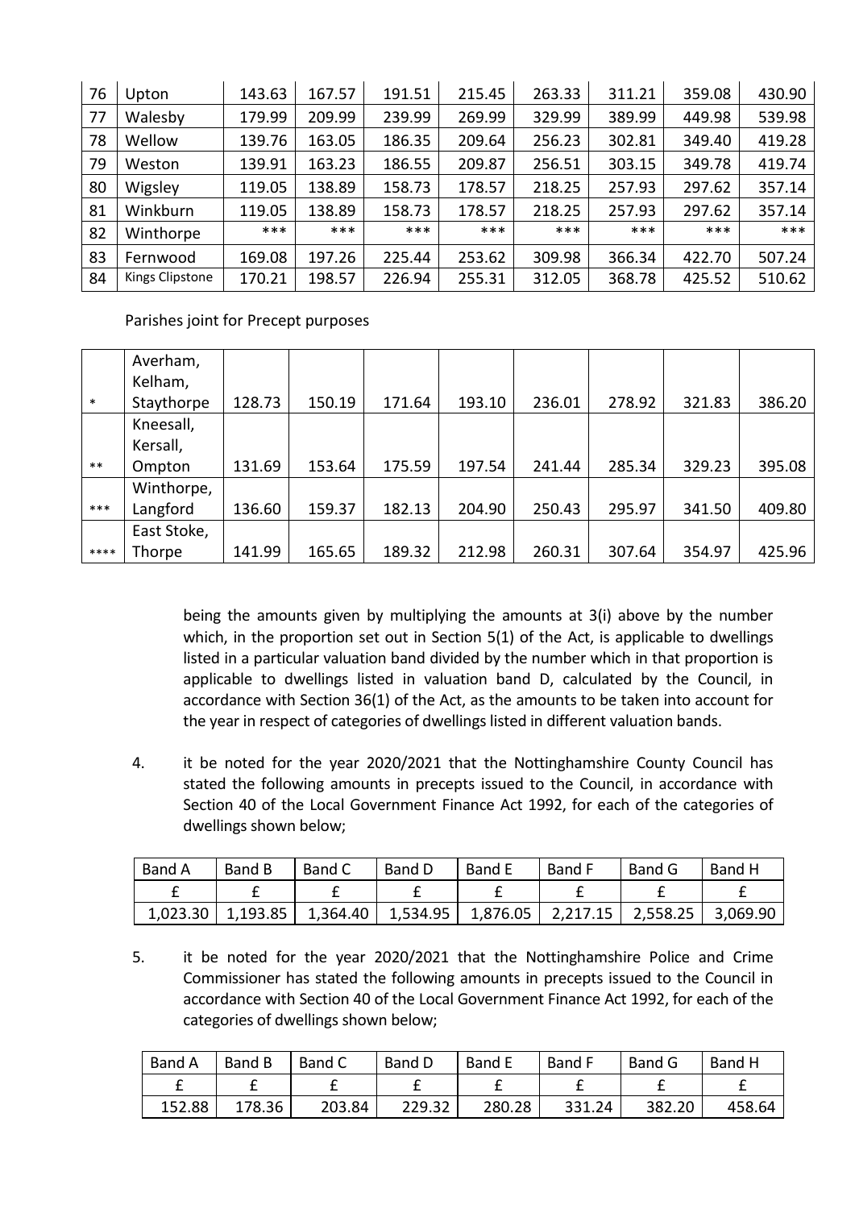| 76 | Upton | 143.63 | 167.57 | 191.51 | 215.45 | 263.33 | 311.21 | 359.08 | 430.90 |
|---|---|---|---|---|---|---|---|---|---|
| 77 | Walesby | 179.99 | 209.99 | 239.99 | 269.99 | 329.99 | 389.99 | 449.98 | 539.98 |
| 78 | Wellow | 139.76 | 163.05 | 186.35 | 209.64 | 256.23 | 302.81 | 349.40 | 419.28 |
| 79 | Weston | 139.91 | 163.23 | 186.55 | 209.87 | 256.51 | 303.15 | 349.78 | 419.74 |
| 80 | Wigsley | 119.05 | 138.89 | 158.73 | 178.57 | 218.25 | 257.93 | 297.62 | 357.14 |
| 81 | Winkburn | 119.05 | 138.89 | 158.73 | 178.57 | 218.25 | 257.93 | 297.62 | 357.14 |
| 82 | Winthorpe | *** | *** | *** | *** | *** | *** | *** | *** |
| 83 | Fernwood | 169.08 | 197.26 | 225.44 | 253.62 | 309.98 | 366.34 | 422.70 | 507.24 |
| 84 | Kings Clipstone | 170.21 | 198.57 | 226.94 | 255.31 | 312.05 | 368.78 | 425.52 | 510.62 |

Parishes joint for Precept purposes

| | | | | | | | | | |
|---|---|---|---|---|---|---|---|---|---|
| * | Averham, Kelham, Staythorpe | 128.73 | 150.19 | 171.64 | 193.10 | 236.01 | 278.92 | 321.83 | 386.20 |
| ** | Kneesall, Kersall, Ompton | 131.69 | 153.64 | 175.59 | 197.54 | 241.44 | 285.34 | 329.23 | 395.08 |
| *** | Winthorpe, Langford | 136.60 | 159.37 | 182.13 | 204.90 | 250.43 | 295.97 | 341.50 | 409.80 |
| **** | East Stoke, Thorpe | 141.99 | 165.65 | 189.32 | 212.98 | 260.31 | 307.64 | 354.97 | 425.96 |

being the amounts given by multiplying the amounts at 3(i) above by the number which, in the proportion set out in Section 5(1) of the Act, is applicable to dwellings listed in a particular valuation band divided by the number which in that proportion is applicable to dwellings listed in valuation band D, calculated by the Council, in accordance with Section 36(1) of the Act, as the amounts to be taken into account for the year in respect of categories of dwellings listed in different valuation bands.

4. it be noted for the year 2020/2021 that the Nottinghamshire County Council has stated the following amounts in precepts issued to the Council, in accordance with Section 40 of the Local Government Finance Act 1992, for each of the categories of dwellings shown below;

| Band A | Band B | Band C | Band D | Band E | Band F | Band G | Band H |
|---|---|---|---|---|---|---|---|
| £ | £ | £ | £ | £ | £ | £ | £ |
| 1,023.30 | 1,193.85 | 1,364.40 | 1,534.95 | 1,876.05 | 2,217.15 | 2,558.25 | 3,069.90 |

5. it be noted for the year 2020/2021 that the Nottinghamshire Police and Crime Commissioner has stated the following amounts in precepts issued to the Council in accordance with Section 40 of the Local Government Finance Act 1992, for each of the categories of dwellings shown below;

| Band A | Band B | Band C | Band D | Band E | Band F | Band G | Band H |
|---|---|---|---|---|---|---|---|
| £ | £ | £ | £ | £ | £ | £ | £ |
| 152.88 | 178.36 | 203.84 | 229.32 | 280.28 | 331.24 | 382.20 | 458.64 |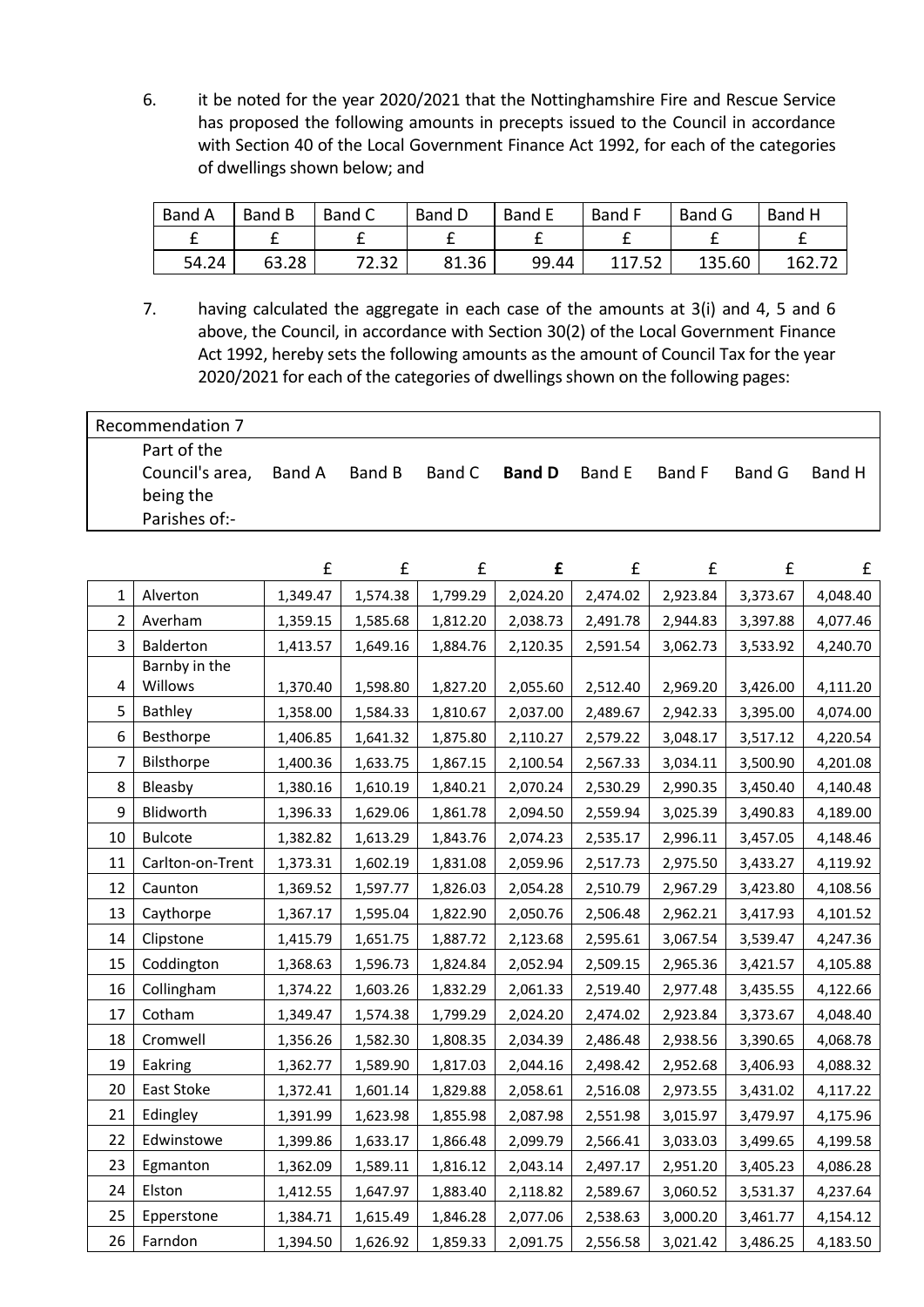6. it be noted for the year 2020/2021 that the Nottinghamshire Fire and Rescue Service has proposed the following amounts in precepts issued to the Council in accordance with Section 40 of the Local Government Finance Act 1992, for each of the categories of dwellings shown below; and

| Band A | Band B | Band C | Band D | Band E | Band F | Band G | Band H |
|---|---|---|---|---|---|---|---|
| £ | £ | £ | £ | £ | £ | £ | £ |
| 54.24 | 63.28 | 72.32 | 81.36 | 99.44 | 117.52 | 135.60 | 162.72 |

7. having calculated the aggregate in each case of the amounts at 3(i) and 4, 5 and 6 above, the Council, in accordance with Section 30(2) of the Local Government Finance Act 1992, hereby sets the following amounts as the amount of Council Tax for the year 2020/2021 for each of the categories of dwellings shown on the following pages:

Recommendation 7

| | Part of the Council's area, being the Parishes of:- | Band A | Band B | Band C | **Band D** | Band E | Band F | Band G | Band H |
|---|---|---|---|---|---|---|---|---|---|
| | | £ | £ | £ | **£** | £ | £ | £ | £ |
| 1 | Alverton | 1,349.47 | 1,574.38 | 1,799.29 | 2,024.20 | 2,474.02 | 2,923.84 | 3,373.67 | 4,048.40 |
| 2 | Averham | 1,359.15 | 1,585.68 | 1,812.20 | 2,038.73 | 2,491.78 | 2,944.83 | 3,397.88 | 4,077.46 |
| 3 | Balderton | 1,413.57 | 1,649.16 | 1,884.76 | 2,120.35 | 2,591.54 | 3,062.73 | 3,533.92 | 4,240.70 |
| 4 | Barnby in the Willows | 1,370.40 | 1,598.80 | 1,827.20 | 2,055.60 | 2,512.40 | 2,969.20 | 3,426.00 | 4,111.20 |
| 5 | Bathley | 1,358.00 | 1,584.33 | 1,810.67 | 2,037.00 | 2,489.67 | 2,942.33 | 3,395.00 | 4,074.00 |
| 6 | Besthorpe | 1,406.85 | 1,641.32 | 1,875.80 | 2,110.27 | 2,579.22 | 3,048.17 | 3,517.12 | 4,220.54 |
| 7 | Bilsthorpe | 1,400.36 | 1,633.75 | 1,867.15 | 2,100.54 | 2,567.33 | 3,034.11 | 3,500.90 | 4,201.08 |
| 8 | Bleasby | 1,380.16 | 1,610.19 | 1,840.21 | 2,070.24 | 2,530.29 | 2,990.35 | 3,450.40 | 4,140.48 |
| 9 | Blidworth | 1,396.33 | 1,629.06 | 1,861.78 | 2,094.50 | 2,559.94 | 3,025.39 | 3,490.83 | 4,189.00 |
| 10 | Bulcote | 1,382.82 | 1,613.29 | 1,843.76 | 2,074.23 | 2,535.17 | 2,996.11 | 3,457.05 | 4,148.46 |
| 11 | Carlton-on-Trent | 1,373.31 | 1,602.19 | 1,831.08 | 2,059.96 | 2,517.73 | 2,975.50 | 3,433.27 | 4,119.92 |
| 12 | Caunton | 1,369.52 | 1,597.77 | 1,826.03 | 2,054.28 | 2,510.79 | 2,967.29 | 3,423.80 | 4,108.56 |
| 13 | Caythorpe | 1,367.17 | 1,595.04 | 1,822.90 | 2,050.76 | 2,506.48 | 2,962.21 | 3,417.93 | 4,101.52 |
| 14 | Clipstone | 1,415.79 | 1,651.75 | 1,887.72 | 2,123.68 | 2,595.61 | 3,067.54 | 3,539.47 | 4,247.36 |
| 15 | Coddington | 1,368.63 | 1,596.73 | 1,824.84 | 2,052.94 | 2,509.15 | 2,965.36 | 3,421.57 | 4,105.88 |
| 16 | Collingham | 1,374.22 | 1,603.26 | 1,832.29 | 2,061.33 | 2,519.40 | 2,977.48 | 3,435.55 | 4,122.66 |
| 17 | Cotham | 1,349.47 | 1,574.38 | 1,799.29 | 2,024.20 | 2,474.02 | 2,923.84 | 3,373.67 | 4,048.40 |
| 18 | Cromwell | 1,356.26 | 1,582.30 | 1,808.35 | 2,034.39 | 2,486.48 | 2,938.56 | 3,390.65 | 4,068.78 |
| 19 | Eakring | 1,362.77 | 1,589.90 | 1,817.03 | 2,044.16 | 2,498.42 | 2,952.68 | 3,406.93 | 4,088.32 |
| 20 | East Stoke | 1,372.41 | 1,601.14 | 1,829.88 | 2,058.61 | 2,516.08 | 2,973.55 | 3,431.02 | 4,117.22 |
| 21 | Edingley | 1,391.99 | 1,623.98 | 1,855.98 | 2,087.98 | 2,551.98 | 3,015.97 | 3,479.97 | 4,175.96 |
| 22 | Edwinstowe | 1,399.86 | 1,633.17 | 1,866.48 | 2,099.79 | 2,566.41 | 3,033.03 | 3,499.65 | 4,199.58 |
| 23 | Egmanton | 1,362.09 | 1,589.11 | 1,816.12 | 2,043.14 | 2,497.17 | 2,951.20 | 3,405.23 | 4,086.28 |
| 24 | Elston | 1,412.55 | 1,647.97 | 1,883.40 | 2,118.82 | 2,589.67 | 3,060.52 | 3,531.37 | 4,237.64 |
| 25 | Epperstone | 1,384.71 | 1,615.49 | 1,846.28 | 2,077.06 | 2,538.63 | 3,000.20 | 3,461.77 | 4,154.12 |
| 26 | Farndon | 1,394.50 | 1,626.92 | 1,859.33 | 2,091.75 | 2,556.58 | 3,021.42 | 3,486.25 | 4,183.50 |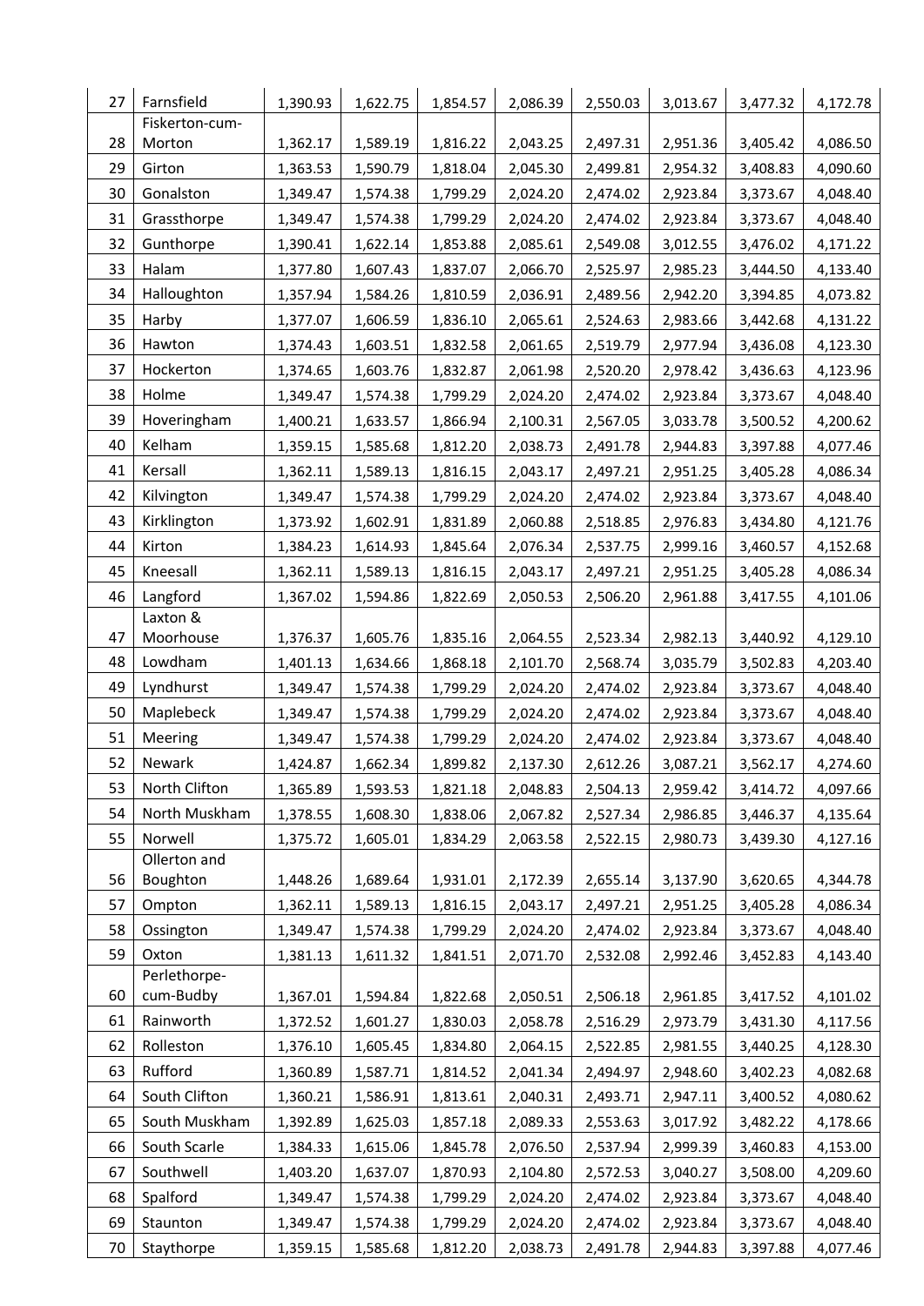| 27 | Farnsfield | 1,390.93 | 1,622.75 | 1,854.57 | 2,086.39 | 2,550.03 | 3,013.67 | 3,477.32 | 4,172.78 |
|---|---|---|---|---|---|---|---|---|---|
| 28 | Fiskerton-cum-Morton | 1,362.17 | 1,589.19 | 1,816.22 | 2,043.25 | 2,497.31 | 2,951.36 | 3,405.42 | 4,086.50 |
| 29 | Girton | 1,363.53 | 1,590.79 | 1,818.04 | 2,045.30 | 2,499.81 | 2,954.32 | 3,408.83 | 4,090.60 |
| 30 | Gonalston | 1,349.47 | 1,574.38 | 1,799.29 | 2,024.20 | 2,474.02 | 2,923.84 | 3,373.67 | 4,048.40 |
| 31 | Grassthorpe | 1,349.47 | 1,574.38 | 1,799.29 | 2,024.20 | 2,474.02 | 2,923.84 | 3,373.67 | 4,048.40 |
| 32 | Gunthorpe | 1,390.41 | 1,622.14 | 1,853.88 | 2,085.61 | 2,549.08 | 3,012.55 | 3,476.02 | 4,171.22 |
| 33 | Halam | 1,377.80 | 1,607.43 | 1,837.07 | 2,066.70 | 2,525.97 | 2,985.23 | 3,444.50 | 4,133.40 |
| 34 | Halloughton | 1,357.94 | 1,584.26 | 1,810.59 | 2,036.91 | 2,489.56 | 2,942.20 | 3,394.85 | 4,073.82 |
| 35 | Harby | 1,377.07 | 1,606.59 | 1,836.10 | 2,065.61 | 2,524.63 | 2,983.66 | 3,442.68 | 4,131.22 |
| 36 | Hawton | 1,374.43 | 1,603.51 | 1,832.58 | 2,061.65 | 2,519.79 | 2,977.94 | 3,436.08 | 4,123.30 |
| 37 | Hockerton | 1,374.65 | 1,603.76 | 1,832.87 | 2,061.98 | 2,520.20 | 2,978.42 | 3,436.63 | 4,123.96 |
| 38 | Holme | 1,349.47 | 1,574.38 | 1,799.29 | 2,024.20 | 2,474.02 | 2,923.84 | 3,373.67 | 4,048.40 |
| 39 | Hoveringham | 1,400.21 | 1,633.57 | 1,866.94 | 2,100.31 | 2,567.05 | 3,033.78 | 3,500.52 | 4,200.62 |
| 40 | Kelham | 1,359.15 | 1,585.68 | 1,812.20 | 2,038.73 | 2,491.78 | 2,944.83 | 3,397.88 | 4,077.46 |
| 41 | Kersall | 1,362.11 | 1,589.13 | 1,816.15 | 2,043.17 | 2,497.21 | 2,951.25 | 3,405.28 | 4,086.34 |
| 42 | Kilvington | 1,349.47 | 1,574.38 | 1,799.29 | 2,024.20 | 2,474.02 | 2,923.84 | 3,373.67 | 4,048.40 |
| 43 | Kirklington | 1,373.92 | 1,602.91 | 1,831.89 | 2,060.88 | 2,518.85 | 2,976.83 | 3,434.80 | 4,121.76 |
| 44 | Kirton | 1,384.23 | 1,614.93 | 1,845.64 | 2,076.34 | 2,537.75 | 2,999.16 | 3,460.57 | 4,152.68 |
| 45 | Kneesall | 1,362.11 | 1,589.13 | 1,816.15 | 2,043.17 | 2,497.21 | 2,951.25 | 3,405.28 | 4,086.34 |
| 46 | Langford | 1,367.02 | 1,594.86 | 1,822.69 | 2,050.53 | 2,506.20 | 2,961.88 | 3,417.55 | 4,101.06 |
| 47 | Laxton & Moorhouse | 1,376.37 | 1,605.76 | 1,835.16 | 2,064.55 | 2,523.34 | 2,982.13 | 3,440.92 | 4,129.10 |
| 48 | Lowdham | 1,401.13 | 1,634.66 | 1,868.18 | 2,101.70 | 2,568.74 | 3,035.79 | 3,502.83 | 4,203.40 |
| 49 | Lyndhurst | 1,349.47 | 1,574.38 | 1,799.29 | 2,024.20 | 2,474.02 | 2,923.84 | 3,373.67 | 4,048.40 |
| 50 | Maplebeck | 1,349.47 | 1,574.38 | 1,799.29 | 2,024.20 | 2,474.02 | 2,923.84 | 3,373.67 | 4,048.40 |
| 51 | Meering | 1,349.47 | 1,574.38 | 1,799.29 | 2,024.20 | 2,474.02 | 2,923.84 | 3,373.67 | 4,048.40 |
| 52 | Newark | 1,424.87 | 1,662.34 | 1,899.82 | 2,137.30 | 2,612.26 | 3,087.21 | 3,562.17 | 4,274.60 |
| 53 | North Clifton | 1,365.89 | 1,593.53 | 1,821.18 | 2,048.83 | 2,504.13 | 2,959.42 | 3,414.72 | 4,097.66 |
| 54 | North Muskham | 1,378.55 | 1,608.30 | 1,838.06 | 2,067.82 | 2,527.34 | 2,986.85 | 3,446.37 | 4,135.64 |
| 55 | Norwell | 1,375.72 | 1,605.01 | 1,834.29 | 2,063.58 | 2,522.15 | 2,980.73 | 3,439.30 | 4,127.16 |
| 56 | Ollerton and Boughton | 1,448.26 | 1,689.64 | 1,931.01 | 2,172.39 | 2,655.14 | 3,137.90 | 3,620.65 | 4,344.78 |
| 57 | Ompton | 1,362.11 | 1,589.13 | 1,816.15 | 2,043.17 | 2,497.21 | 2,951.25 | 3,405.28 | 4,086.34 |
| 58 | Ossington | 1,349.47 | 1,574.38 | 1,799.29 | 2,024.20 | 2,474.02 | 2,923.84 | 3,373.67 | 4,048.40 |
| 59 | Oxton | 1,381.13 | 1,611.32 | 1,841.51 | 2,071.70 | 2,532.08 | 2,992.46 | 3,452.83 | 4,143.40 |
| 60 | Perlethorpe-cum-Budby | 1,367.01 | 1,594.84 | 1,822.68 | 2,050.51 | 2,506.18 | 2,961.85 | 3,417.52 | 4,101.02 |
| 61 | Rainworth | 1,372.52 | 1,601.27 | 1,830.03 | 2,058.78 | 2,516.29 | 2,973.79 | 3,431.30 | 4,117.56 |
| 62 | Rolleston | 1,376.10 | 1,605.45 | 1,834.80 | 2,064.15 | 2,522.85 | 2,981.55 | 3,440.25 | 4,128.30 |
| 63 | Rufford | 1,360.89 | 1,587.71 | 1,814.52 | 2,041.34 | 2,494.97 | 2,948.60 | 3,402.23 | 4,082.68 |
| 64 | South Clifton | 1,360.21 | 1,586.91 | 1,813.61 | 2,040.31 | 2,493.71 | 2,947.11 | 3,400.52 | 4,080.62 |
| 65 | South Muskham | 1,392.89 | 1,625.03 | 1,857.18 | 2,089.33 | 2,553.63 | 3,017.92 | 3,482.22 | 4,178.66 |
| 66 | South Scarle | 1,384.33 | 1,615.06 | 1,845.78 | 2,076.50 | 2,537.94 | 2,999.39 | 3,460.83 | 4,153.00 |
| 67 | Southwell | 1,403.20 | 1,637.07 | 1,870.93 | 2,104.80 | 2,572.53 | 3,040.27 | 3,508.00 | 4,209.60 |
| 68 | Spalford | 1,349.47 | 1,574.38 | 1,799.29 | 2,024.20 | 2,474.02 | 2,923.84 | 3,373.67 | 4,048.40 |
| 69 | Staunton | 1,349.47 | 1,574.38 | 1,799.29 | 2,024.20 | 2,474.02 | 2,923.84 | 3,373.67 | 4,048.40 |
| 70 | Staythorpe | 1,359.15 | 1,585.68 | 1,812.20 | 2,038.73 | 2,491.78 | 2,944.83 | 3,397.88 | 4,077.46 |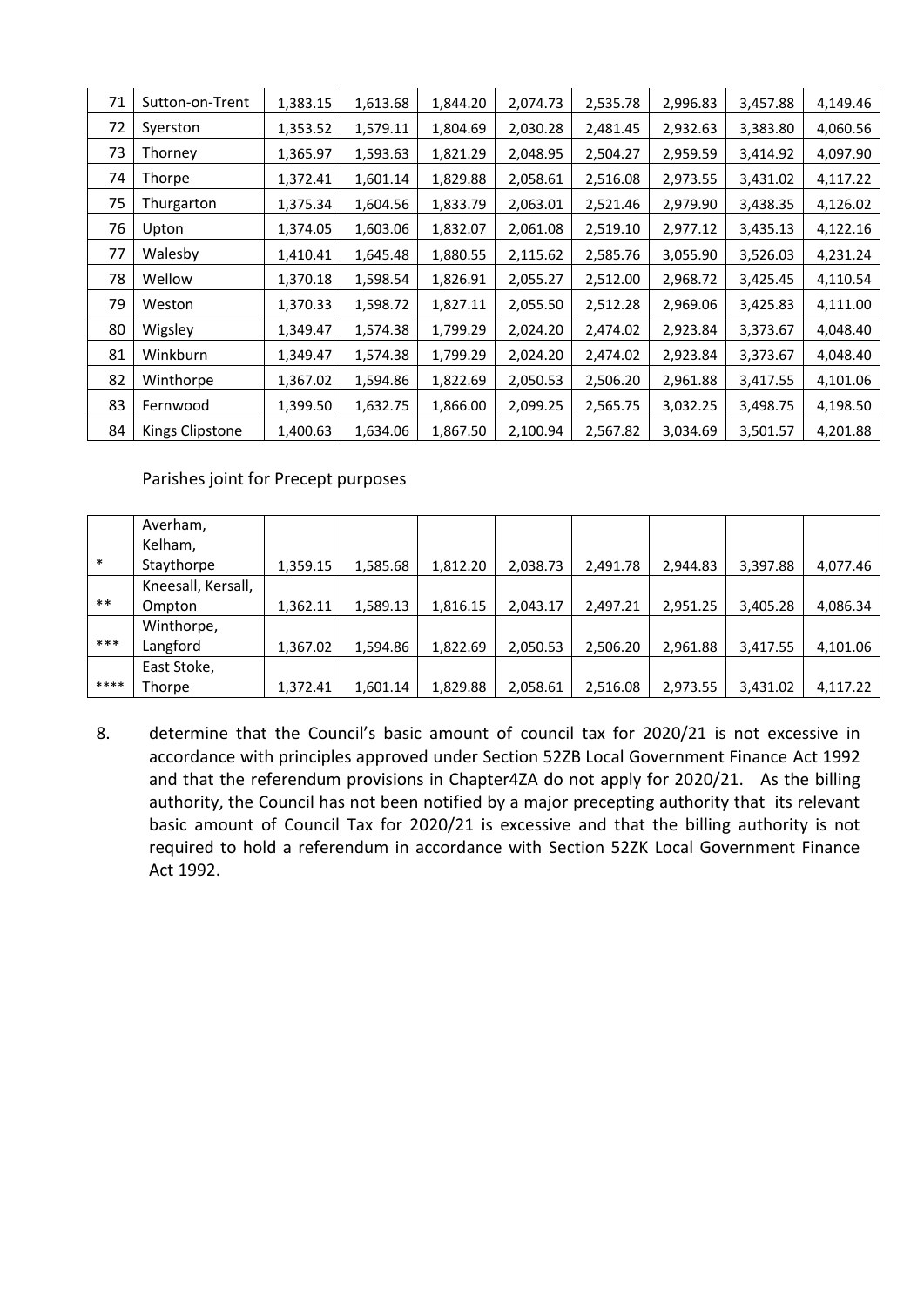| | | | | | | | | | |
|---|---|---|---|---|---|---|---|---|---|
| 71 | Sutton-on-Trent | 1,383.15 | 1,613.68 | 1,844.20 | 2,074.73 | 2,535.78 | 2,996.83 | 3,457.88 | 4,149.46 |
| 72 | Syerston | 1,353.52 | 1,579.11 | 1,804.69 | 2,030.28 | 2,481.45 | 2,932.63 | 3,383.80 | 4,060.56 |
| 73 | Thorney | 1,365.97 | 1,593.63 | 1,821.29 | 2,048.95 | 2,504.27 | 2,959.59 | 3,414.92 | 4,097.90 |
| 74 | Thorpe | 1,372.41 | 1,601.14 | 1,829.88 | 2,058.61 | 2,516.08 | 2,973.55 | 3,431.02 | 4,117.22 |
| 75 | Thurgarton | 1,375.34 | 1,604.56 | 1,833.79 | 2,063.01 | 2,521.46 | 2,979.90 | 3,438.35 | 4,126.02 |
| 76 | Upton | 1,374.05 | 1,603.06 | 1,832.07 | 2,061.08 | 2,519.10 | 2,977.12 | 3,435.13 | 4,122.16 |
| 77 | Walesby | 1,410.41 | 1,645.48 | 1,880.55 | 2,115.62 | 2,585.76 | 3,055.90 | 3,526.03 | 4,231.24 |
| 78 | Wellow | 1,370.18 | 1,598.54 | 1,826.91 | 2,055.27 | 2,512.00 | 2,968.72 | 3,425.45 | 4,110.54 |
| 79 | Weston | 1,370.33 | 1,598.72 | 1,827.11 | 2,055.50 | 2,512.28 | 2,969.06 | 3,425.83 | 4,111.00 |
| 80 | Wigsley | 1,349.47 | 1,574.38 | 1,799.29 | 2,024.20 | 2,474.02 | 2,923.84 | 3,373.67 | 4,048.40 |
| 81 | Winkburn | 1,349.47 | 1,574.38 | 1,799.29 | 2,024.20 | 2,474.02 | 2,923.84 | 3,373.67 | 4,048.40 |
| 82 | Winthorpe | 1,367.02 | 1,594.86 | 1,822.69 | 2,050.53 | 2,506.20 | 2,961.88 | 3,417.55 | 4,101.06 |
| 83 | Fernwood | 1,399.50 | 1,632.75 | 1,866.00 | 2,099.25 | 2,565.75 | 3,032.25 | 3,498.75 | 4,198.50 |
| 84 | Kings Clipstone | 1,400.63 | 1,634.06 | 1,867.50 | 2,100.94 | 2,567.82 | 3,034.69 | 3,501.57 | 4,201.88 |

Parishes joint for Precept purposes

| | | | | | | | | | |
|---|---|---|---|---|---|---|---|---|---|
| * | Averham, Kelham, Staythorpe | 1,359.15 | 1,585.68 | 1,812.20 | 2,038.73 | 2,491.78 | 2,944.83 | 3,397.88 | 4,077.46 |
| ** | Kneesall, Kersall, Ompton | 1,362.11 | 1,589.13 | 1,816.15 | 2,043.17 | 2,497.21 | 2,951.25 | 3,405.28 | 4,086.34 |
| *** | Winthorpe, Langford | 1,367.02 | 1,594.86 | 1,822.69 | 2,050.53 | 2,506.20 | 2,961.88 | 3,417.55 | 4,101.06 |
| **** | East Stoke, Thorpe | 1,372.41 | 1,601.14 | 1,829.88 | 2,058.61 | 2,516.08 | 2,973.55 | 3,431.02 | 4,117.22 |

8. determine that the Council's basic amount of council tax for 2020/21 is not excessive in accordance with principles approved under Section 52ZB Local Government Finance Act 1992 and that the referendum provisions in Chapter4ZA do not apply for 2020/21. As the billing authority, the Council has not been notified by a major precepting authority that its relevant basic amount of Council Tax for 2020/21 is excessive and that the billing authority is not required to hold a referendum in accordance with Section 52ZK Local Government Finance Act 1992.